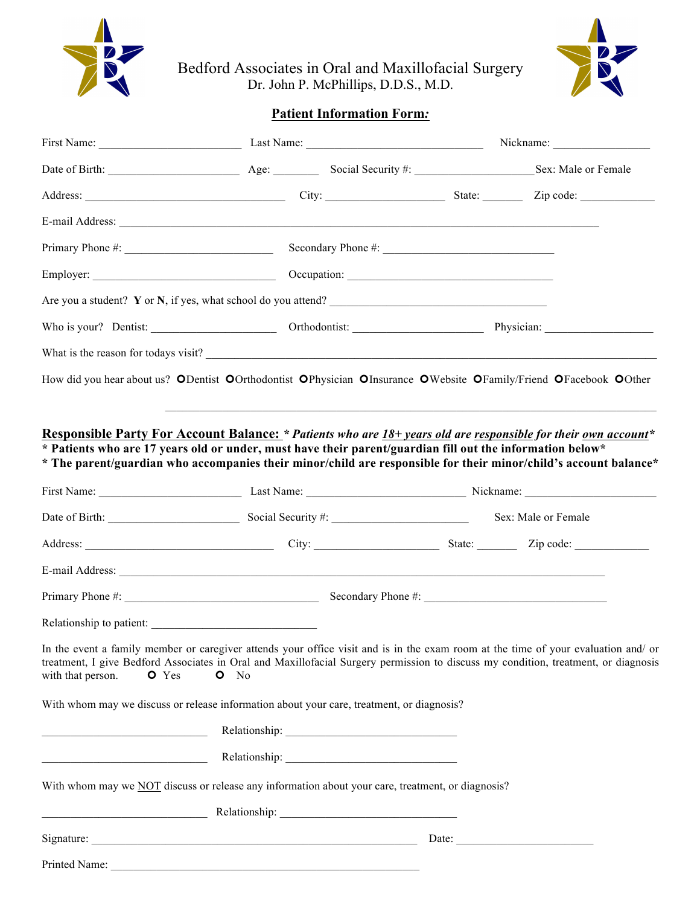# Bedford Associates in Oral and Maxillofacial Surgery

Dr. John P. McPhillips, D.D.S., M.D.

## Patient Information Form:

First Name: ________________________ Last Name: ______________________________ Nickname: ________________

Date of Birth: ______________________ Age: ________ Social Security #: ____________________ Sex: Male or Female

Address: __________________________________ City: ____________________ State: _______ Zip code: _____________

E-mail Address: ________________________________________________________________________________

Primary Phone #: _________________________ Secondary Phone #: _____________________________

Employer: _______________________________ Occupation: __________________________________

Are you a student? **Y** or **N**, if yes, what school do you attend? ______________________________________

Who is your? Dentist: _____________________ Orthodontist: ______________________ Physician: ___________________

What is the reason for todays visit? ______________________________________________________________________

How did you hear about us? O Dentist O Orthodontist O Physician O Insurance O Website O Family/Friend O Facebook O Other

______________________________________________________________________________

**Responsible Party For Account Balance:** ***\* Patients who are 18+ years old are responsible for their own account\****

**\* Patients who are 17 years old or under, must have their parent/guardian fill out the information below\***

**\* The parent/guardian who accompanies their minor/child are responsible for their minor/child's account balance\***

First Name: ________________________ Last Name: __________________________ Nickname: ______________________

Date of Birth: ______________________ Social Security #: _______________________ Sex: Male or Female

Address: _______________________________ City: _____________________ State: _______ Zip code: _____________

E-mail Address: ________________________________________________________________________________

Primary Phone #: ________________________________ Secondary Phone #: ______________________________

Relationship to patient: ____________________________

In the event a family member or caregiver attends your office visit and is in the exam room at the time of your evaluation and/ or treatment, I give Bedford Associates in Oral and Maxillofacial Surgery permission to discuss my condition, treatment, or diagnosis with that person. O Yes O No

With whom may we discuss or release information about your care, treatment, or diagnosis?

____________________________ Relationship: _____________________________

____________________________ Relationship: _____________________________

With whom may we NOT discuss or release any information about your care, treatment, or diagnosis?

____________________________ Relationship: _____________________________

Signature: ______________________________________________________ Date: _______________________

Printed Name: ____________________________________________________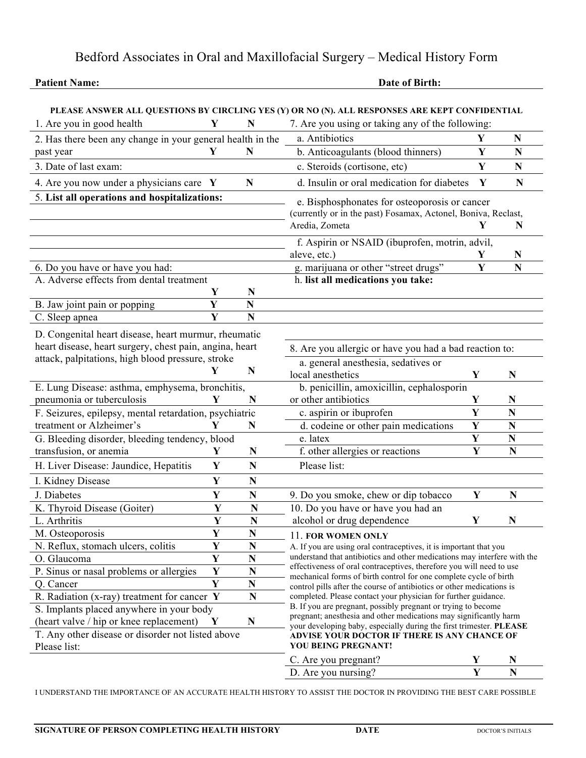# Bedford Associates in Oral and Maxillofacial Surgery – Medical History Form

**Patient Name:** **Date of Birth:**

**PLEASE ANSWER ALL QUESTIONS BY CIRCLING YES (Y) OR NO (N). ALL RESPONSES ARE KEPT CONFIDENTIAL**

| Question | | |
|---|---|---|
| 1. Are you in good health | **Y** | **N** |
| 2. Has there been any change in your general health in the past year | **Y** | **N** |
| 3. Date of last exam: | | |
| 4. Are you now under a physicians care | **Y** | **N** |

5. **List all operations and hospitalizations:**

| 6. Do you have or have you had: | | |
|---|---|---|
| A. Adverse effects from dental treatment | **Y** | **N** |
| B. Jaw joint pain or popping | **Y** | **N** |
| C. Sleep apnea | **Y** | **N** |
| D. Congenital heart disease, heart murmur, rheumatic heart disease, heart surgery, chest pain, angina, heart attack, palpitations, high blood pressure, stroke | **Y** | **N** |
| E. Lung Disease: asthma, emphysema, bronchitis, pneumonia or tuberculosis | **Y** | **N** |
| F. Seizures, epilepsy, mental retardation, psychiatric treatment or Alzheimer's | **Y** | **N** |
| G. Bleeding disorder, bleeding tendency, blood transfusion, or anemia | **Y** | **N** |
| H. Liver Disease: Jaundice, Hepatitis | **Y** | **N** |
| I. Kidney Disease | **Y** | **N** |
| J. Diabetes | **Y** | **N** |
| K. Thyroid Disease (Goiter) | **Y** | **N** |
| L. Arthritis | **Y** | **N** |
| M. Osteoporosis | **Y** | **N** |
| N. Reflux, stomach ulcers, colitis | **Y** | **N** |
| O. Glaucoma | **Y** | **N** |
| P. Sinus or nasal problems or allergies | **Y** | **N** |
| Q. Cancer | **Y** | **N** |
| R. Radiation (x-ray) treatment for cancer | **Y** | **N** |
| S. Implants placed anywhere in your body (heart valve / hip or knee replacement) | **Y** | **N** |

T. Any other disease or disorder not listed above
Please list:

| 7. Are you using or taking any of the following: | | |
|---|---|---|
| a. Antibiotics | **Y** | **N** |
| b. Anticoagulants (blood thinners) | **Y** | **N** |
| c. Steroids (cortisone, etc) | **Y** | **N** |
| d. Insulin or oral medication for diabetes | **Y** | **N** |
| e. Bisphosphonates for osteoporosis or cancer (currently or in the past) Fosamax, Actonel, Boniva, Reclast, Aredia, Zometa | **Y** | **N** |
| f. Aspirin or NSAID (ibuprofen, motrin, advil, aleve, etc.) | **Y** | **N** |
| g. marijuana or other "street drugs" | **Y** | **N** |

h. **list all medications you take:**

| 8. Are you allergic or have you had a bad reaction to: | | |
|---|---|---|
| a. general anesthesia, sedatives or local anesthetics | **Y** | **N** |
| b. penicillin, amoxicillin, cephalosporin or other antibiotics | **Y** | **N** |
| c. aspirin or ibuprofen | **Y** | **N** |
| d. codeine or other pain medications | **Y** | **N** |
| e. latex | **Y** | **N** |
| f. other allergies or reactions | **Y** | **N** |

Please list:

| | | |
|---|---|---|
| 9. Do you smoke, chew or dip tobacco | **Y** | **N** |
| 10. Do you have or have you had an alcohol or drug dependence | **Y** | **N** |

11. **FOR WOMEN ONLY**

A. If you are using oral contraceptives, it is important that you understand that antibiotics and other medications may interfere with the effectiveness of oral contraceptives, therefore you will need to use mechanical forms of birth control for one complete cycle of birth control pills after the course of antibiotics or other medications is completed. Please contact your physician for further guidance.

B. If you are pregnant, possibly pregnant or trying to become pregnant; anesthesia and other medications may significantly harm your developing baby, especially during the first trimester. **PLEASE ADVISE YOUR DOCTOR IF THERE IS ANY CHANCE OF YOU BEING PREGNANT!**

| | | |
|---|---|---|
| C. Are you pregnant? | **Y** | **N** |
| D. Are you nursing? | **Y** | **N** |

I UNDERSTAND THE IMPORTANCE OF AN ACCURATE HEALTH HISTORY TO ASSIST THE DOCTOR IN PROVIDING THE BEST CARE POSSIBLE

**SIGNATURE OF PERSON COMPLETING HEALTH HISTORY** **DATE** DOCTOR'S INITIALS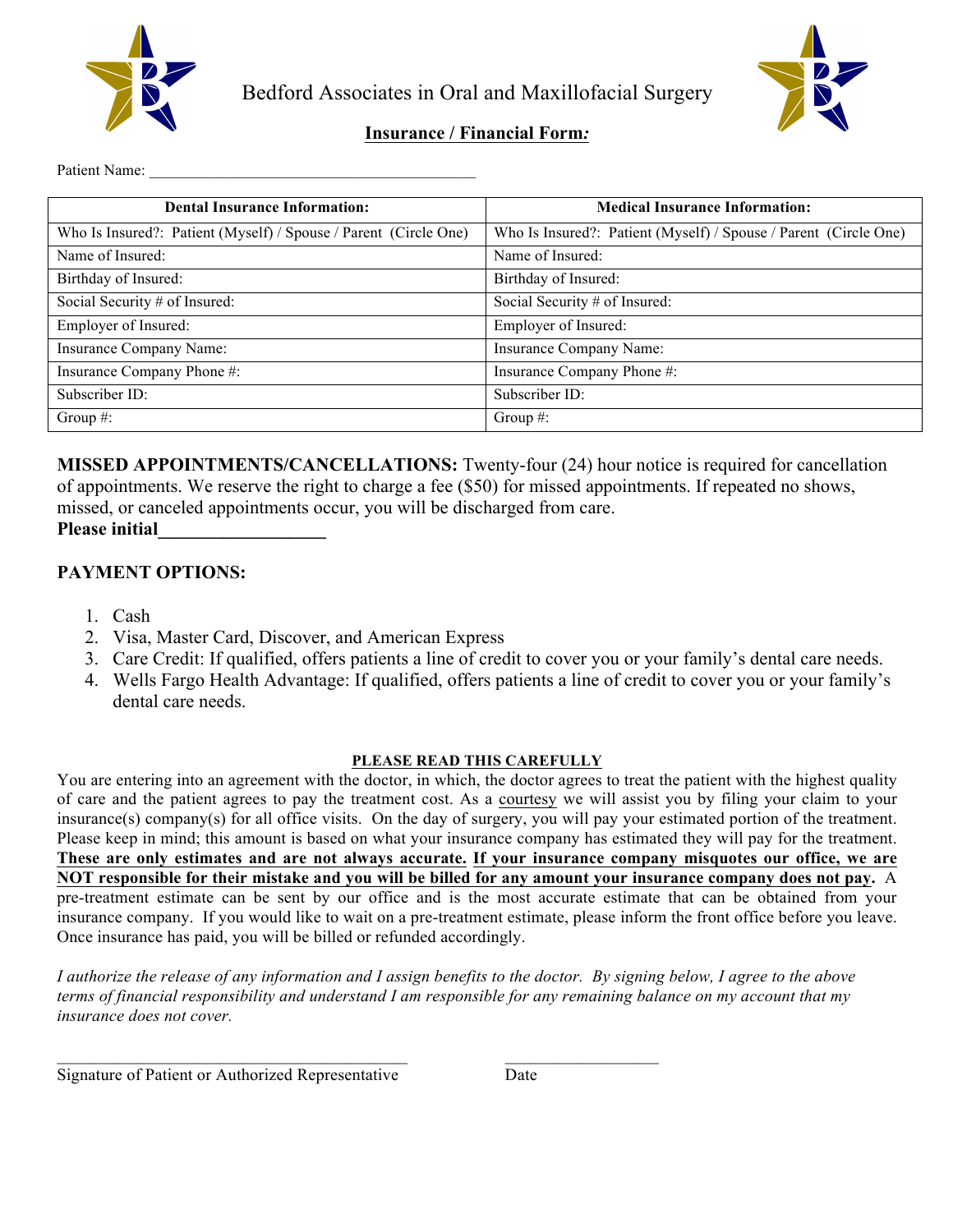# Bedford Associates in Oral and Maxillofacial Surgery

## Insurance / Financial Form:

Patient Name: ___________________________________________

| Dental Insurance Information: | Medical Insurance Information: |
|---|---|
| Who Is Insured?: Patient (Myself) / Spouse / Parent (Circle One) | Who Is Insured?: Patient (Myself) / Spouse / Parent (Circle One) |
| Name of Insured: | Name of Insured: |
| Birthday of Insured: | Birthday of Insured: |
| Social Security # of Insured: | Social Security # of Insured: |
| Employer of Insured: | Employer of Insured: |
| Insurance Company Name: | Insurance Company Name: |
| Insurance Company Phone #: | Insurance Company Phone #: |
| Subscriber ID: | Subscriber ID: |
| Group #: | Group #: |

**MISSED APPOINTMENTS/CANCELLATIONS:** Twenty-four (24) hour notice is required for cancellation of appointments. We reserve the right to charge a fee ($50) for missed appointments. If repeated no shows, missed, or canceled appointments occur, you will be discharged from care.
**Please initial__________________**

**PAYMENT OPTIONS:**

1. Cash
2. Visa, Master Card, Discover, and American Express
3. Care Credit: If qualified, offers patients a line of credit to cover you or your family's dental care needs.
4. Wells Fargo Health Advantage: If qualified, offers patients a line of credit to cover you or your family's dental care needs.

**PLEASE READ THIS CAREFULLY**

You are entering into an agreement with the doctor, in which, the doctor agrees to treat the patient with the highest quality of care and the patient agrees to pay the treatment cost. As a courtesy we will assist you by filing your claim to your insurance(s) company(s) for all office visits. On the day of surgery, you will pay your estimated portion of the treatment. Please keep in mind; this amount is based on what your insurance company has estimated they will pay for the treatment. **These are only estimates and are not always accurate. If your insurance company misquotes our office, we are NOT responsible for their mistake and you will be billed for any amount your insurance company does not pay.** A pre-treatment estimate can be sent by our office and is the most accurate estimate that can be obtained from your insurance company. If you would like to wait on a pre-treatment estimate, please inform the front office before you leave. Once insurance has paid, you will be billed or refunded accordingly.

*I authorize the release of any information and I assign benefits to the doctor. By signing below, I agree to the above terms of financial responsibility and understand I am responsible for any remaining balance on my account that my insurance does not cover.*

___________________________________________ __________________

Signature of Patient or Authorized Representative Date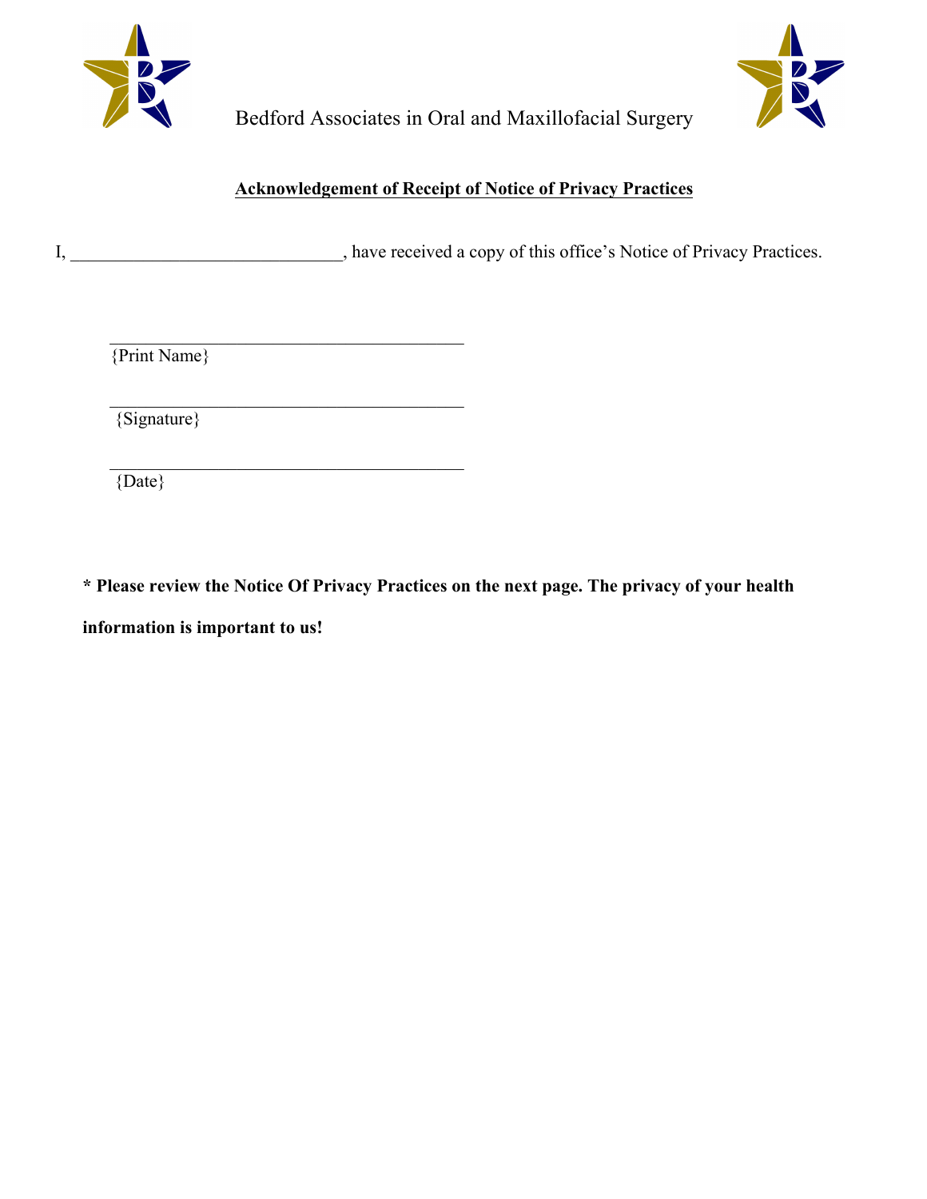Bedford Associates in Oral and Maxillofacial Surgery

## Acknowledgement of Receipt of Notice of Privacy Practices

I, ______________________________, have received a copy of this office's Notice of Privacy Practices.

________________________________________
{Print Name}

________________________________________
{Signature}

________________________________________
{Date}

**\* Please review the Notice Of Privacy Practices on the next page. The privacy of your health information is important to us!**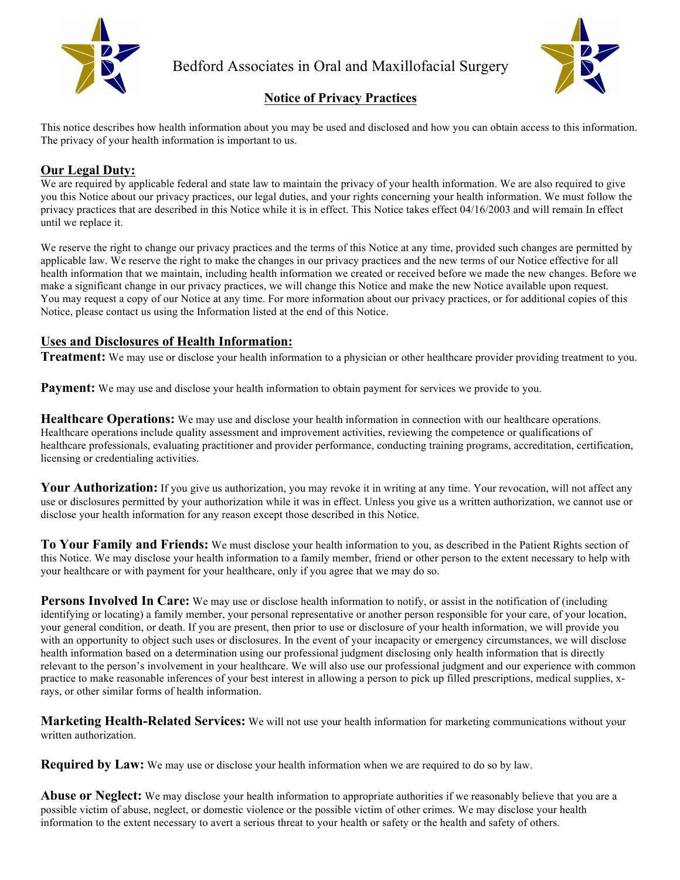# Bedford Associates in Oral and Maxillofacial Surgery

## Notice of Privacy Practices

This notice describes how health information about you may be used and disclosed and how you can obtain access to this information. The privacy of your health information is important to us.

### Our Legal Duty:

We are required by applicable federal and state law to maintain the privacy of your health information. We are also required to give you this Notice about our privacy practices, our legal duties, and your rights concerning your health information. We must follow the privacy practices that are described in this Notice while it is in effect. This Notice takes effect 04/16/2003 and will remain In effect until we replace it.

We reserve the right to change our privacy practices and the terms of this Notice at any time, provided such changes are permitted by applicable law. We reserve the right to make the changes in our privacy practices and the new terms of our Notice effective for all health information that we maintain, including health information we created or received before we made the new changes. Before we make a significant change in our privacy practices, we will change this Notice and make the new Notice available upon request. You may request a copy of our Notice at any time. For more information about our privacy practices, or for additional copies of this Notice, please contact us using the Information listed at the end of this Notice.

### Uses and Disclosures of Health Information:

**Treatment:** We may use or disclose your health information to a physician or other healthcare provider providing treatment to you.

**Payment:** We may use and disclose your health information to obtain payment for services we provide to you.

**Healthcare Operations:** We may use and disclose your health information in connection with our healthcare operations. Healthcare operations include quality assessment and improvement activities, reviewing the competence or qualifications of healthcare professionals, evaluating practitioner and provider performance, conducting training programs, accreditation, certification, licensing or credentialing activities.

**Your Authorization:** If you give us authorization, you may revoke it in writing at any time. Your revocation, will not affect any use or disclosures permitted by your authorization while it was in effect. Unless you give us a written authorization, we cannot use or disclose your health information for any reason except those described in this Notice.

**To Your Family and Friends:** We must disclose your health information to you, as described in the Patient Rights section of this Notice. We may disclose your health information to a family member, friend or other person to the extent necessary to help with your healthcare or with payment for your healthcare, only if you agree that we may do so.

**Persons Involved In Care:** We may use or disclose health information to notify, or assist in the notification of (including identifying or locating) a family member, your personal representative or another person responsible for your care, of your location, your general condition, or death. If you are present, then prior to use or disclosure of your health information, we will provide you with an opportunity to object such uses or disclosures. In the event of your incapacity or emergency circumstances, we will disclose health information based on a determination using our professional judgment disclosing only health information that is directly relevant to the person's involvement in your healthcare. We will also use our professional judgment and our experience with common practice to make reasonable inferences of your best interest in allowing a person to pick up filled prescriptions, medical supplies, x-rays, or other similar forms of health information.

**Marketing Health-Related Services:** We will not use your health information for marketing communications without your written authorization.

**Required by Law:** We may use or disclose your health information when we are required to do so by law.

**Abuse or Neglect:** We may disclose your health information to appropriate authorities if we reasonably believe that you are a possible victim of abuse, neglect, or domestic violence or the possible victim of other crimes. We may disclose your health information to the extent necessary to avert a serious threat to your health or safety or the health and safety of others.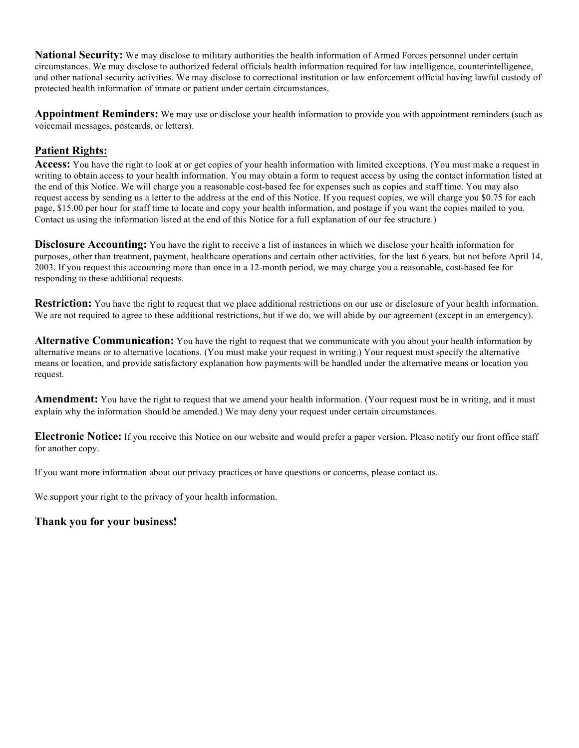**National Security:** We may disclose to military authorities the health information of Armed Forces personnel under certain circumstances. We may disclose to authorized federal officials health information required for law intelligence, counterintelligence, and other national security activities. We may disclose to correctional institution or law enforcement official having lawful custody of protected health information of inmate or patient under certain circumstances.

**Appointment Reminders:** We may use or disclose your health information to provide you with appointment reminders (such as voicemail messages, postcards, or letters).

## Patient Rights:

**Access:** You have the right to look at or get copies of your health information with limited exceptions. (You must make a request in writing to obtain access to your health information. You may obtain a form to request access by using the contact information listed at the end of this Notice. We will charge you a reasonable cost-based fee for expenses such as copies and staff time. You may also request access by sending us a letter to the address at the end of this Notice. If you request copies, we will charge you $0.75 for each page, $15.00 per hour for staff time to locate and copy your health information, and postage if you want the copies mailed to you. Contact us using the information listed at the end of this Notice for a full explanation of our fee structure.)

**Disclosure Accounting:** You have the right to receive a list of instances in which we disclose your health information for purposes, other than treatment, payment, healthcare operations and certain other activities, for the last 6 years, but not before April 14, 2003. If you request this accounting more than once in a 12-month period, we may charge you a reasonable, cost-based fee for responding to these additional requests.

**Restriction:** You have the right to request that we place additional restrictions on our use or disclosure of your health information. We are not required to agree to these additional restrictions, but if we do, we will abide by our agreement (except in an emergency).

**Alternative Communication:** You have the right to request that we communicate with you about your health information by alternative means or to alternative locations. (You must make your request in writing.) Your request must specify the alternative means or location, and provide satisfactory explanation how payments will be handled under the alternative means or location you request.

**Amendment:** You have the right to request that we amend your health information. (Your request must be in writing, and it must explain why the information should be amended.) We may deny your request under certain circumstances.

**Electronic Notice:** If you receive this Notice on our website and would prefer a paper version. Please notify our front office staff for another copy.

If you want more information about our privacy practices or have questions or concerns, please contact us.

We support your right to the privacy of your health information.

**Thank you for your business!**